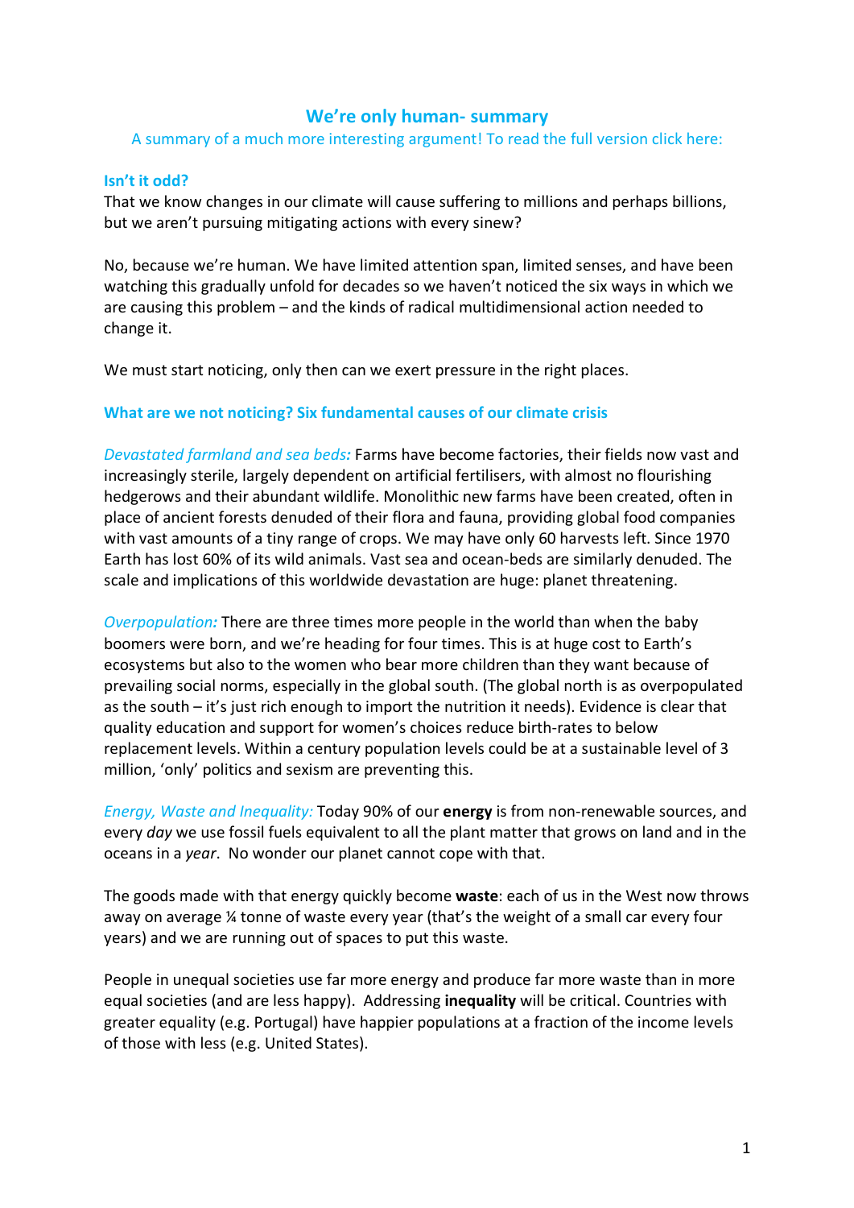# We're only human- summary

A summary of a much more interesting argument! To read the full version click here:

## Isn't it odd?

That we know changes in our climate will cause suffering to millions and perhaps billions, but we aren't pursuing mitigating actions with every sinew?

No, because we're human. We have limited attention span, limited senses, and have been watching this gradually unfold for decades so we haven't noticed the six ways in which we are causing this problem – and the kinds of radical multidimensional action needed to change it.

We must start noticing, only then can we exert pressure in the right places.

## What are we not noticing? Six fundamental causes of our climate crisis

*Devastated farmland and sea beds:* Farms have become factories, their fields now vast and increasingly sterile, largely dependent on artificial fertilisers, with almost no flourishing hedgerows and their abundant wildlife. Monolithic new farms have been created, often in place of ancient forests denuded of their flora and fauna, providing global food companies with vast amounts of a tiny range of crops. We may have only 60 harvests left. Since 1970 Earth has lost 60% of its wild animals. Vast sea and ocean-beds are similarly denuded. The scale and implications of this worldwide devastation are huge: planet threatening.

*Overpopulation:* There are three times more people in the world than when the baby boomers were born, and we're heading for four times. This is at huge cost to Earth's ecosystems but also to the women who bear more children than they want because of prevailing social norms, especially in the global south. (The global north is as overpopulated as the south – it's just rich enough to import the nutrition it needs). Evidence is clear that quality education and support for women's choices reduce birth-rates to below replacement levels. Within a century population levels could be at a sustainable level of 3 million, 'only' politics and sexism are preventing this.

*Energy, Waste and Inequality:* Today 90% of our **energy** is from non-renewable sources, and every *day* we use fossil fuels equivalent to all the plant matter that grows on land and in the oceans in a *year*. No wonder our planet cannot cope with that.

The goods made with that energy quickly become **waste**: each of us in the West now throws away on average ¼ tonne of waste every year (that's the weight of a small car every four years) and we are running out of spaces to put this waste.

People in unequal societies use far more energy and produce far more waste than in more equal societies (and are less happy). Addressing **inequality** will be critical. Countries with greater equality (e.g. Portugal) have happier populations at a fraction of the income levels of those with less (e.g. United States).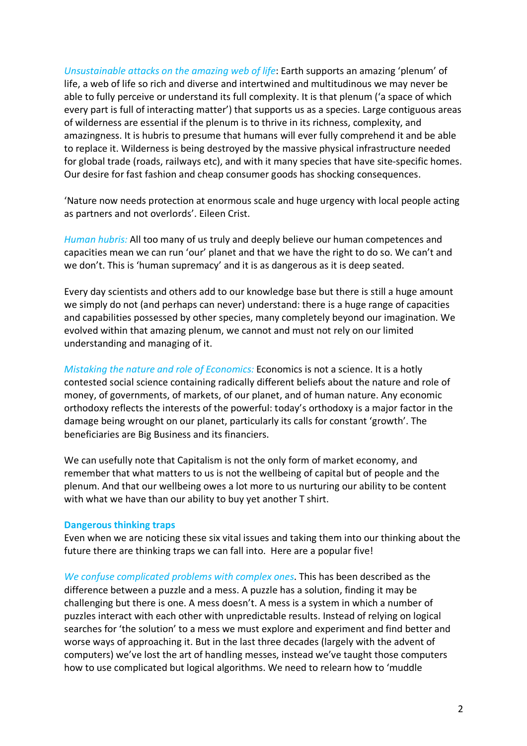*Unsustainable attacks on the amazing web of life*: Earth supports an amazing 'plenum' of life, a web of life so rich and diverse and intertwined and multitudinous we may never be able to fully perceive or understand its full complexity. It is that plenum ('a space of which every part is full of interacting matter') that supports us as a species. Large contiguous areas of wilderness are essential if the plenum is to thrive in its richness, complexity, and amazingness. It is hubris to presume that humans will ever fully comprehend it and be able to replace it. Wilderness is being destroyed by the massive physical infrastructure needed for global trade (roads, railways etc), and with it many species that have site-specific homes. Our desire for fast fashion and cheap consumer goods has shocking consequences.

'Nature now needs protection at enormous scale and huge urgency with local people acting as partners and not overlords'. Eileen Crist.

*Human hubris:* All too many of us truly and deeply believe our human competences and capacities mean we can run 'our' planet and that we have the right to do so. We can't and we don't. This is 'human supremacy' and it is as dangerous as it is deep seated.

Every day scientists and others add to our knowledge base but there is still a huge amount we simply do not (and perhaps can never) understand: there is a huge range of capacities and capabilities possessed by other species, many completely beyond our imagination. We evolved within that amazing plenum, we cannot and must not rely on our limited understanding and managing of it.

*Mistaking the nature and role of Economics:* Economics is not a science. It is a hotly contested social science containing radically different beliefs about the nature and role of money, of governments, of markets, of our planet, and of human nature. Any economic orthodoxy reflects the interests of the powerful: today's orthodoxy is a major factor in the damage being wrought on our planet, particularly its calls for constant 'growth'. The beneficiaries are Big Business and its financiers.

We can usefully note that Capitalism is not the only form of market economy, and remember that what matters to us is not the wellbeing of capital but of people and the plenum. And that our wellbeing owes a lot more to us nurturing our ability to be content with what we have than our ability to buy yet another T shirt.

**Dangerous thinking traps**

Even when we are noticing these six vital issues and taking them into our thinking about the future there are thinking traps we can fall into. Here are a popular five!

*We confuse complicated problems with complex ones*. This has been described as the difference between a puzzle and a mess. A puzzle has a solution, finding it may be challenging but there is one. A mess doesn't. A mess is a system in which a number of puzzles interact with each other with unpredictable results. Instead of relying on logical searches for 'the solution' to a mess we must explore and experiment and find better and worse ways of approaching it. But in the last three decades (largely with the advent of computers) we've lost the art of handling messes, instead we've taught those computers how to use complicated but logical algorithms. We need to relearn how to 'muddle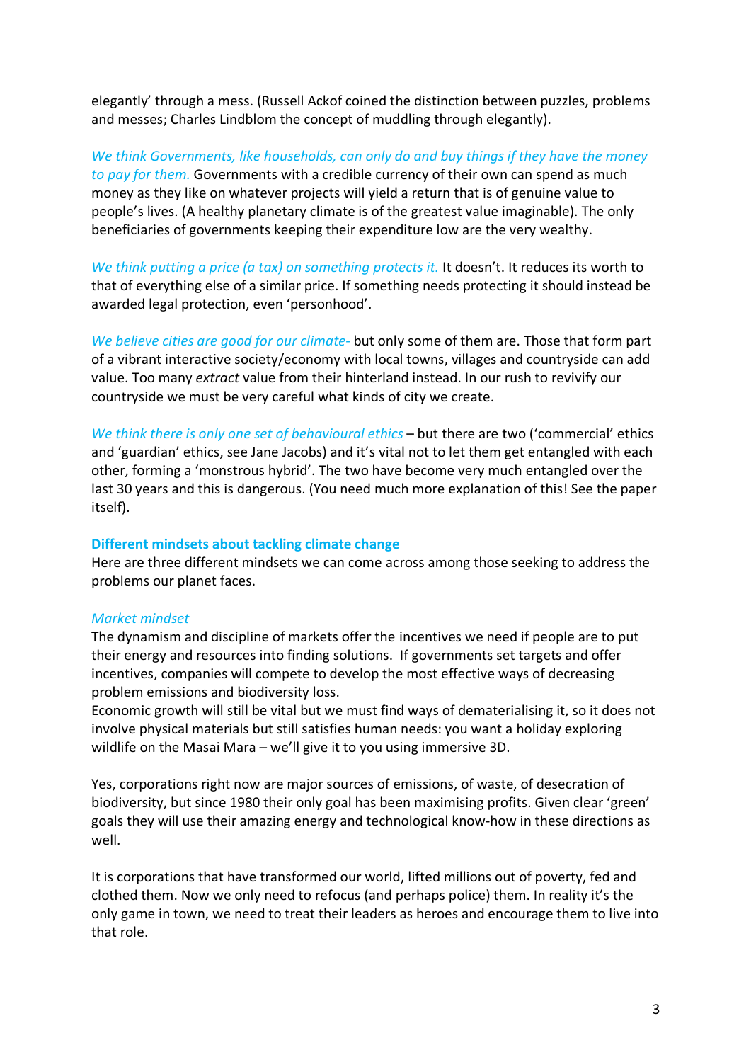elegantly' through a mess. (Russell Ackof coined the distinction between puzzles, problems and messes; Charles Lindblom the concept of muddling through elegantly).

*We think Governments, like households, can only do and buy things if they have the money to pay for them.* Governments with a credible currency of their own can spend as much money as they like on whatever projects will yield a return that is of genuine value to people's lives. (A healthy planetary climate is of the greatest value imaginable). The only beneficiaries of governments keeping their expenditure low are the very wealthy.

*We think putting a price (a tax) on something protects it.* It doesn't. It reduces its worth to that of everything else of a similar price. If something needs protecting it should instead be awarded legal protection, even 'personhood'.

*We believe cities are good for our climate-* but only some of them are. Those that form part of a vibrant interactive society/economy with local towns, villages and countryside can add value. Too many *extract* value from their hinterland instead. In our rush to revivify our countryside we must be very careful what kinds of city we create.

*We think there is only one set of behavioural ethics* – but there are two ('commercial' ethics and 'guardian' ethics, see Jane Jacobs) and it's vital not to let them get entangled with each other, forming a 'monstrous hybrid'. The two have become very much entangled over the last 30 years and this is dangerous. (You need much more explanation of this! See the paper itself).

**Different mindsets about tackling climate change**

Here are three different mindsets we can come across among those seeking to address the problems our planet faces.

*Market mindset*

The dynamism and discipline of markets offer the incentives we need if people are to put their energy and resources into finding solutions. If governments set targets and offer incentives, companies will compete to develop the most effective ways of decreasing problem emissions and biodiversity loss.
Economic growth will still be vital but we must find ways of dematerialising it, so it does not involve physical materials but still satisfies human needs: you want a holiday exploring wildlife on the Masai Mara – we'll give it to you using immersive 3D.

Yes, corporations right now are major sources of emissions, of waste, of desecration of biodiversity, but since 1980 their only goal has been maximising profits. Given clear 'green' goals they will use their amazing energy and technological know-how in these directions as well.

It is corporations that have transformed our world, lifted millions out of poverty, fed and clothed them. Now we only need to refocus (and perhaps police) them. In reality it's the only game in town, we need to treat their leaders as heroes and encourage them to live into that role.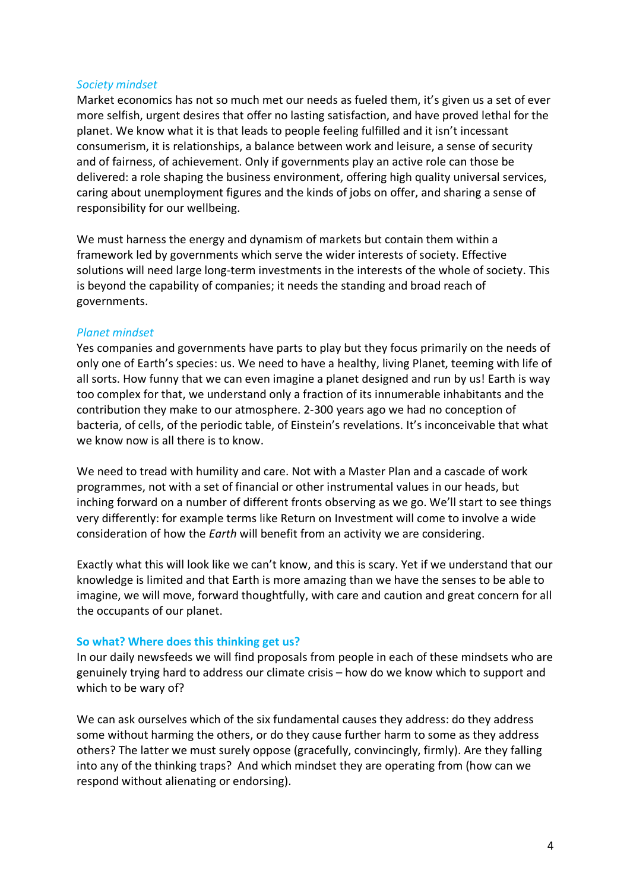*Society mindset*

Market economics has not so much met our needs as fueled them, it's given us a set of ever more selfish, urgent desires that offer no lasting satisfaction, and have proved lethal for the planet. We know what it is that leads to people feeling fulfilled and it isn't incessant consumerism, it is relationships, a balance between work and leisure, a sense of security and of fairness, of achievement. Only if governments play an active role can those be delivered: a role shaping the business environment, offering high quality universal services, caring about unemployment figures and the kinds of jobs on offer, and sharing a sense of responsibility for our wellbeing.

We must harness the energy and dynamism of markets but contain them within a framework led by governments which serve the wider interests of society. Effective solutions will need large long-term investments in the interests of the whole of society. This is beyond the capability of companies; it needs the standing and broad reach of governments.

*Planet mindset*

Yes companies and governments have parts to play but they focus primarily on the needs of only one of Earth's species: us. We need to have a healthy, living Planet, teeming with life of all sorts. How funny that we can even imagine a planet designed and run by us! Earth is way too complex for that, we understand only a fraction of its innumerable inhabitants and the contribution they make to our atmosphere. 2-300 years ago we had no conception of bacteria, of cells, of the periodic table, of Einstein's revelations. It's inconceivable that what we know now is all there is to know.

We need to tread with humility and care. Not with a Master Plan and a cascade of work programmes, not with a set of financial or other instrumental values in our heads, but inching forward on a number of different fronts observing as we go. We'll start to see things very differently: for example terms like Return on Investment will come to involve a wide consideration of how the *Earth* will benefit from an activity we are considering.

Exactly what this will look like we can't know, and this is scary. Yet if we understand that our knowledge is limited and that Earth is more amazing than we have the senses to be able to imagine, we will move, forward thoughtfully, with care and caution and great concern for all the occupants of our planet.

**So what? Where does this thinking get us?**

In our daily newsfeeds we will find proposals from people in each of these mindsets who are genuinely trying hard to address our climate crisis – how do we know which to support and which to be wary of?

We can ask ourselves which of the six fundamental causes they address: do they address some without harming the others, or do they cause further harm to some as they address others? The latter we must surely oppose (gracefully, convincingly, firmly). Are they falling into any of the thinking traps? And which mindset they are operating from (how can we respond without alienating or endorsing).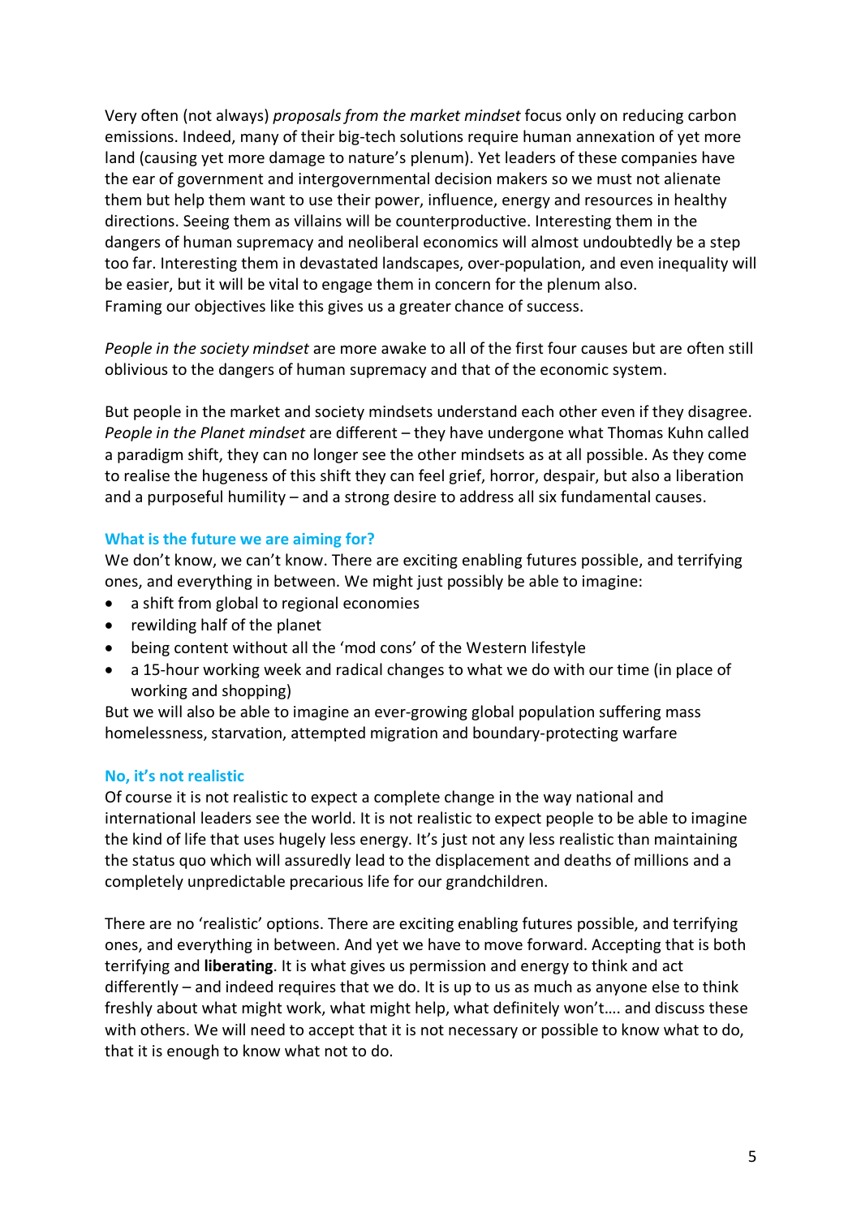Very often (not always) *proposals from the market mindset* focus only on reducing carbon emissions. Indeed, many of their big-tech solutions require human annexation of yet more land (causing yet more damage to nature's plenum). Yet leaders of these companies have the ear of government and intergovernmental decision makers so we must not alienate them but help them want to use their power, influence, energy and resources in healthy directions. Seeing them as villains will be counterproductive. Interesting them in the dangers of human supremacy and neoliberal economics will almost undoubtedly be a step too far. Interesting them in devastated landscapes, over-population, and even inequality will be easier, but it will be vital to engage them in concern for the plenum also.
Framing our objectives like this gives us a greater chance of success.

*People in the society mindset* are more awake to all of the first four causes but are often still oblivious to the dangers of human supremacy and that of the economic system.

But people in the market and society mindsets understand each other even if they disagree. *People in the Planet mindset* are different – they have undergone what Thomas Kuhn called a paradigm shift, they can no longer see the other mindsets as at all possible. As they come to realise the hugeness of this shift they can feel grief, horror, despair, but also a liberation and a purposeful humility – and a strong desire to address all six fundamental causes.

## What is the future we are aiming for?

We don't know, we can't know. There are exciting enabling futures possible, and terrifying ones, and everything in between. We might just possibly be able to imagine:

- a shift from global to regional economies
- rewilding half of the planet
- being content without all the 'mod cons' of the Western lifestyle
- a 15-hour working week and radical changes to what we do with our time (in place of working and shopping)

But we will also be able to imagine an ever-growing global population suffering mass homelessness, starvation, attempted migration and boundary-protecting warfare

## No, it's not realistic

Of course it is not realistic to expect a complete change in the way national and international leaders see the world. It is not realistic to expect people to be able to imagine the kind of life that uses hugely less energy. It's just not any less realistic than maintaining the status quo which will assuredly lead to the displacement and deaths of millions and a completely unpredictable precarious life for our grandchildren.

There are no 'realistic' options. There are exciting enabling futures possible, and terrifying ones, and everything in between. And yet we have to move forward. Accepting that is both terrifying and **liberating**. It is what gives us permission and energy to think and act differently – and indeed requires that we do. It is up to us as much as anyone else to think freshly about what might work, what might help, what definitely won't…. and discuss these with others. We will need to accept that it is not necessary or possible to know what to do, that it is enough to know what not to do.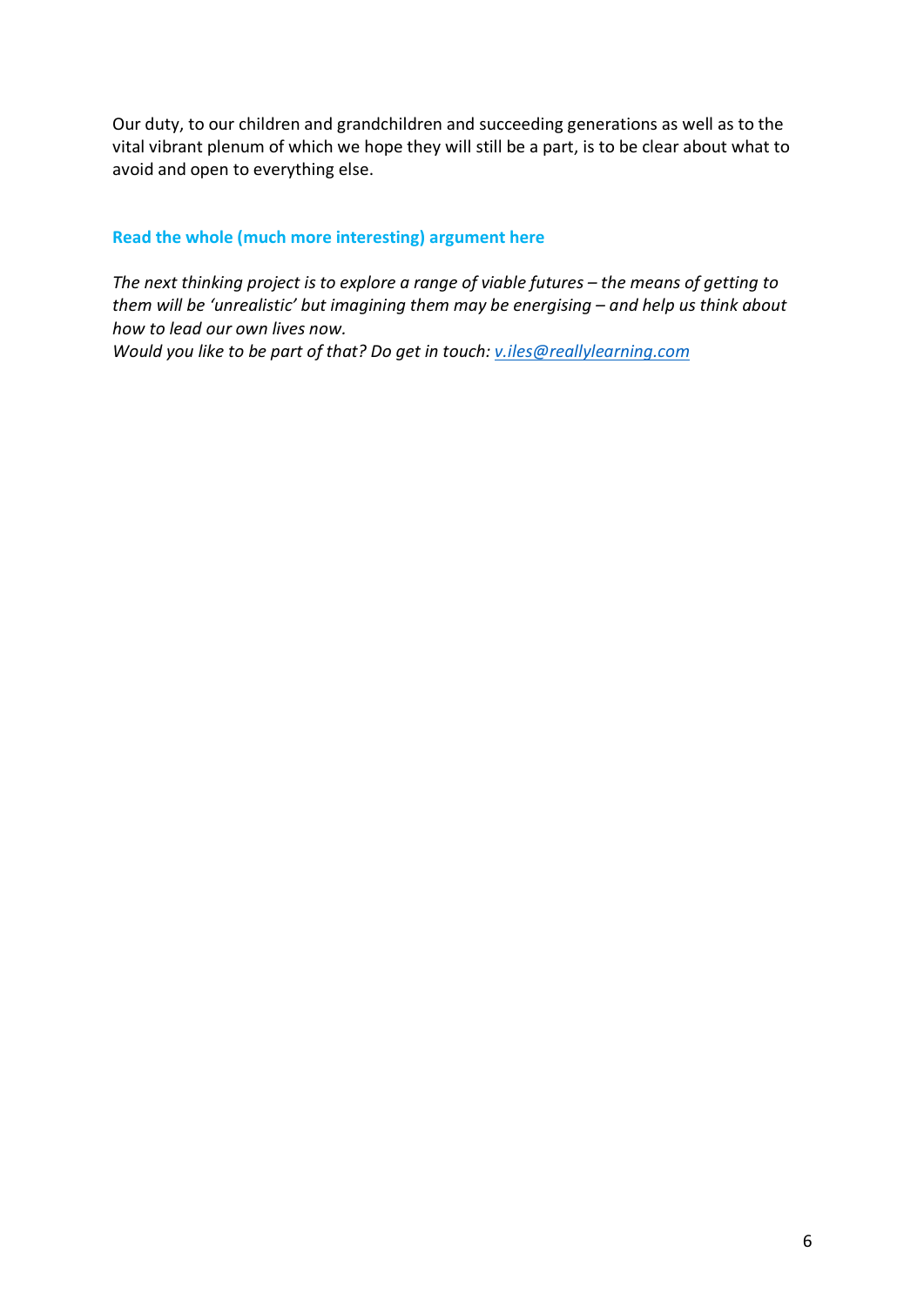Our duty, to our children and grandchildren and succeeding generations as well as to the vital vibrant plenum of which we hope they will still be a part, is to be clear about what to avoid and open to everything else.

**Read the whole (much more interesting) argument here**

*The next thinking project is to explore a range of viable futures – the means of getting to them will be 'unrealistic' but imagining them may be energising – and help us think about how to lead our own lives now.*
*Would you like to be part of that? Do get in touch: v.iles@reallylearning.com*